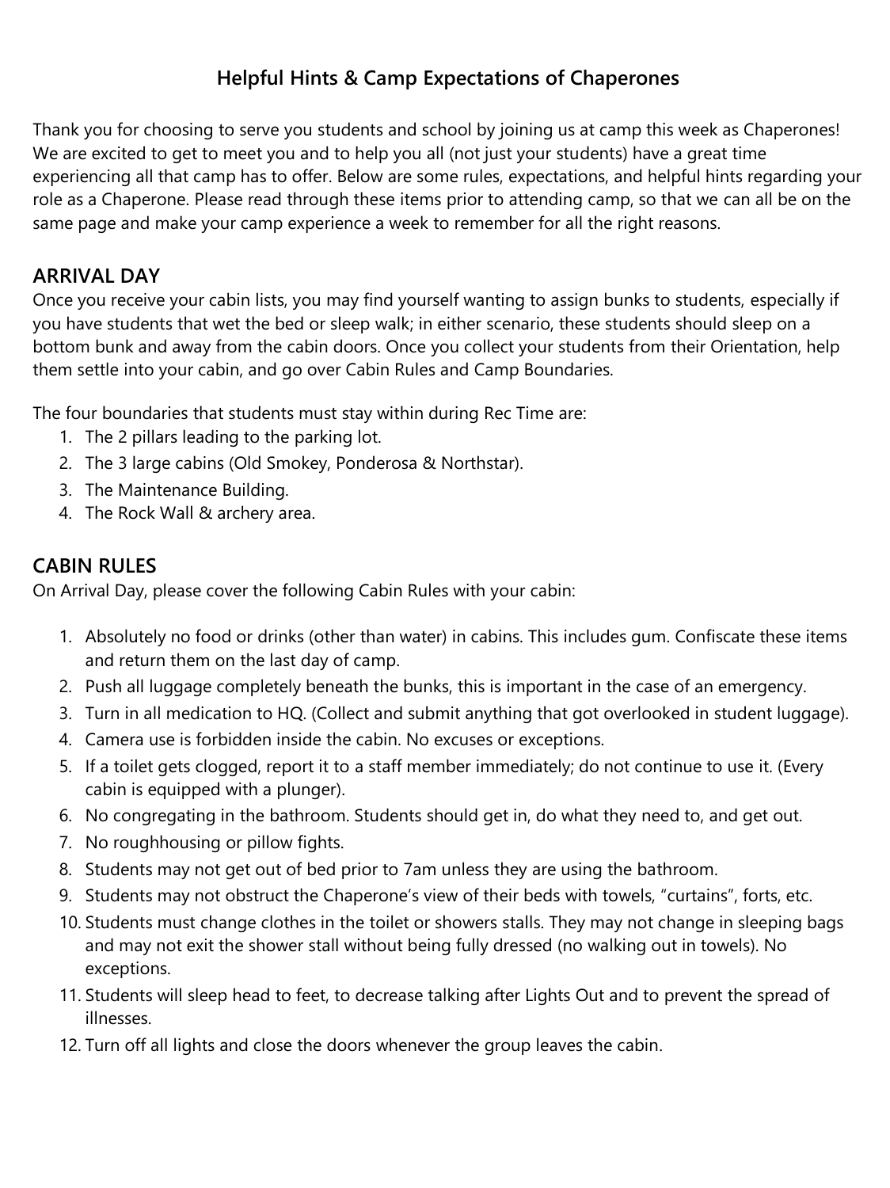# Helpful Hints & Camp Expectations of Chaperones

Thank you for choosing to serve you students and school by joining us at camp this week as Chaperones! We are excited to get to meet you and to help you all (not just your students) have a great time experiencing all that camp has to offer. Below are some rules, expectations, and helpful hints regarding your role as a Chaperone. Please read through these items prior to attending camp, so that we can all be on the same page and make your camp experience a week to remember for all the right reasons.

## ARRIVAL DAY

Once you receive your cabin lists, you may find yourself wanting to assign bunks to students, especially if you have students that wet the bed or sleep walk; in either scenario, these students should sleep on a bottom bunk and away from the cabin doors. Once you collect your students from their Orientation, help them settle into your cabin, and go over Cabin Rules and Camp Boundaries.

The four boundaries that students must stay within during Rec Time are:

1. The 2 pillars leading to the parking lot.
2. The 3 large cabins (Old Smokey, Ponderosa & Northstar).
3. The Maintenance Building.
4. The Rock Wall & archery area.

## CABIN RULES

On Arrival Day, please cover the following Cabin Rules with your cabin:

1. Absolutely no food or drinks (other than water) in cabins. This includes gum. Confiscate these items and return them on the last day of camp.
2. Push all luggage completely beneath the bunks, this is important in the case of an emergency.
3. Turn in all medication to HQ. (Collect and submit anything that got overlooked in student luggage).
4. Camera use is forbidden inside the cabin. No excuses or exceptions.
5. If a toilet gets clogged, report it to a staff member immediately; do not continue to use it. (Every cabin is equipped with a plunger).
6. No congregating in the bathroom. Students should get in, do what they need to, and get out.
7. No roughhousing or pillow fights.
8. Students may not get out of bed prior to 7am unless they are using the bathroom.
9. Students may not obstruct the Chaperone's view of their beds with towels, "curtains", forts, etc.
10. Students must change clothes in the toilet or showers stalls. They may not change in sleeping bags and may not exit the shower stall without being fully dressed (no walking out in towels). No exceptions.
11. Students will sleep head to feet, to decrease talking after Lights Out and to prevent the spread of illnesses.
12. Turn off all lights and close the doors whenever the group leaves the cabin.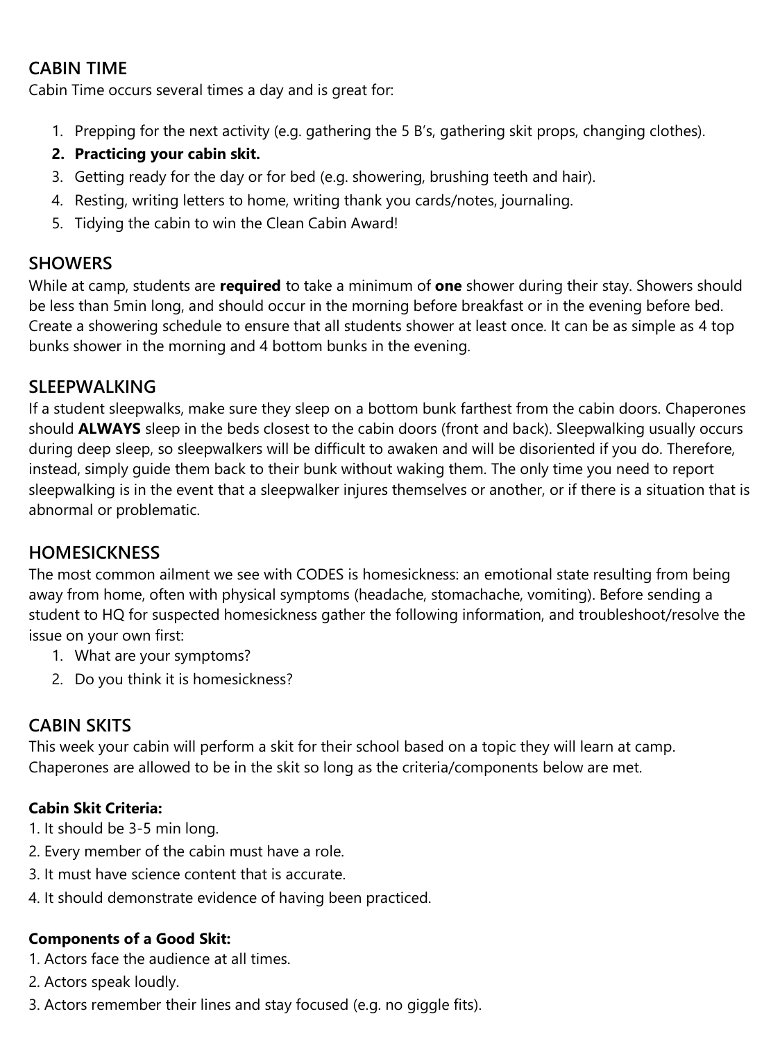## CABIN TIME

Cabin Time occurs several times a day and is great for:

1. Prepping for the next activity (e.g. gathering the 5 B's, gathering skit props, changing clothes).
2. **Practicing your cabin skit.**
3. Getting ready for the day or for bed (e.g. showering, brushing teeth and hair).
4. Resting, writing letters to home, writing thank you cards/notes, journaling.
5. Tidying the cabin to win the Clean Cabin Award!

## SHOWERS

While at camp, students are **required** to take a minimum of **one** shower during their stay. Showers should be less than 5min long, and should occur in the morning before breakfast or in the evening before bed. Create a showering schedule to ensure that all students shower at least once. It can be as simple as 4 top bunks shower in the morning and 4 bottom bunks in the evening.

## SLEEPWALKING

If a student sleepwalks, make sure they sleep on a bottom bunk farthest from the cabin doors. Chaperones should **ALWAYS** sleep in the beds closest to the cabin doors (front and back). Sleepwalking usually occurs during deep sleep, so sleepwalkers will be difficult to awaken and will be disoriented if you do. Therefore, instead, simply guide them back to their bunk without waking them. The only time you need to report sleepwalking is in the event that a sleepwalker injures themselves or another, or if there is a situation that is abnormal or problematic.

## HOMESICKNESS

The most common ailment we see with CODES is homesickness: an emotional state resulting from being away from home, often with physical symptoms (headache, stomachache, vomiting). Before sending a student to HQ for suspected homesickness gather the following information, and troubleshoot/resolve the issue on your own first:

1. What are your symptoms?
2. Do you think it is homesickness?

## CABIN SKITS

This week your cabin will perform a skit for their school based on a topic they will learn at camp. Chaperones are allowed to be in the skit so long as the criteria/components below are met.

**Cabin Skit Criteria:**

1. It should be 3-5 min long.
2. Every member of the cabin must have a role.
3. It must have science content that is accurate.
4. It should demonstrate evidence of having been practiced.

**Components of a Good Skit:**

1. Actors face the audience at all times.
2. Actors speak loudly.
3. Actors remember their lines and stay focused (e.g. no giggle fits).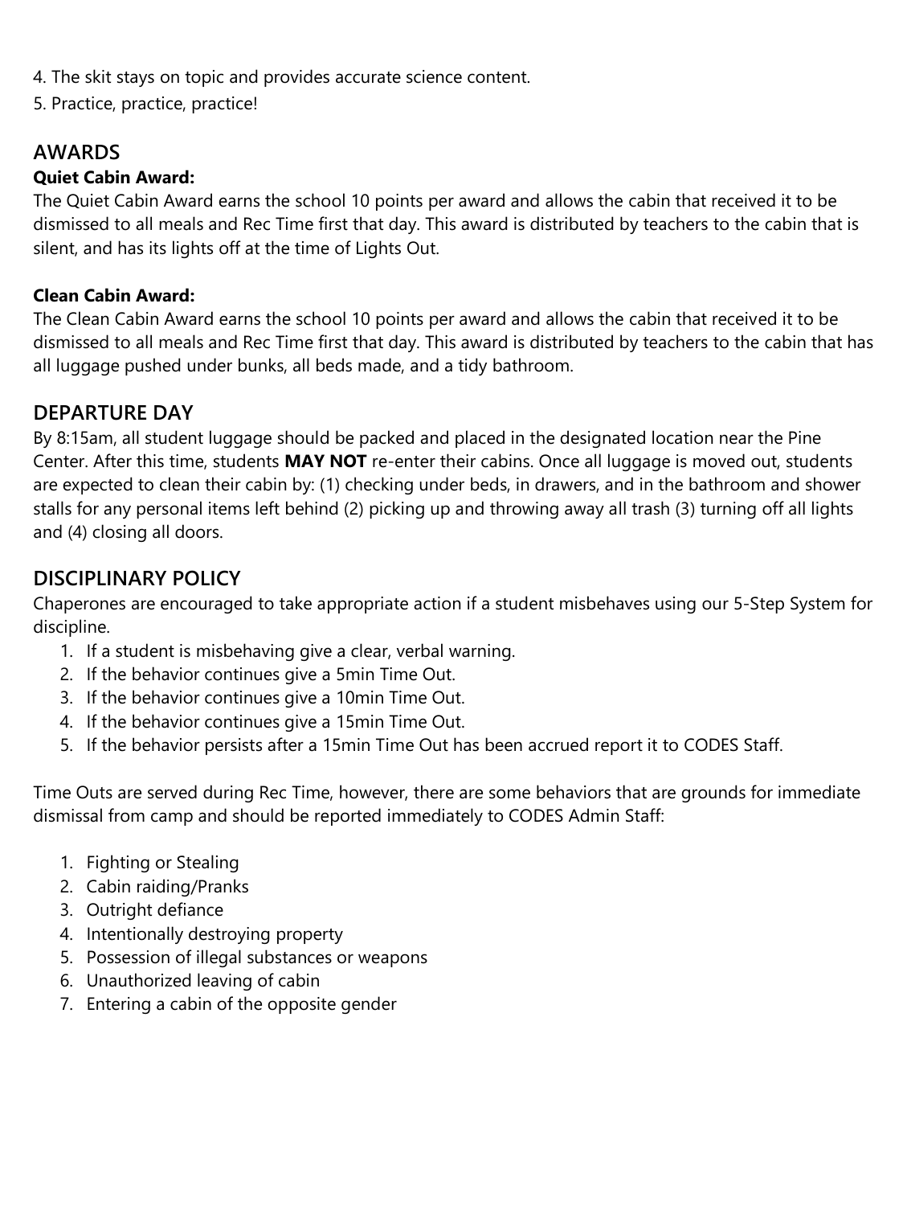4. The skit stays on topic and provides accurate science content.
5. Practice, practice, practice!

## AWARDS

**Quiet Cabin Award:**

The Quiet Cabin Award earns the school 10 points per award and allows the cabin that received it to be dismissed to all meals and Rec Time first that day. This award is distributed by teachers to the cabin that is silent, and has its lights off at the time of Lights Out.

**Clean Cabin Award:**

The Clean Cabin Award earns the school 10 points per award and allows the cabin that received it to be dismissed to all meals and Rec Time first that day. This award is distributed by teachers to the cabin that has all luggage pushed under bunks, all beds made, and a tidy bathroom.

## DEPARTURE DAY

By 8:15am, all student luggage should be packed and placed in the designated location near the Pine Center. After this time, students **MAY NOT** re-enter their cabins. Once all luggage is moved out, students are expected to clean their cabin by: (1) checking under beds, in drawers, and in the bathroom and shower stalls for any personal items left behind (2) picking up and throwing away all trash (3) turning off all lights and (4) closing all doors.

## DISCIPLINARY POLICY

Chaperones are encouraged to take appropriate action if a student misbehaves using our 5-Step System for discipline.

1. If a student is misbehaving give a clear, verbal warning.
2. If the behavior continues give a 5min Time Out.
3. If the behavior continues give a 10min Time Out.
4. If the behavior continues give a 15min Time Out.
5. If the behavior persists after a 15min Time Out has been accrued report it to CODES Staff.

Time Outs are served during Rec Time, however, there are some behaviors that are grounds for immediate dismissal from camp and should be reported immediately to CODES Admin Staff:

1. Fighting or Stealing
2. Cabin raiding/Pranks
3. Outright defiance
4. Intentionally destroying property
5. Possession of illegal substances or weapons
6. Unauthorized leaving of cabin
7. Entering a cabin of the opposite gender